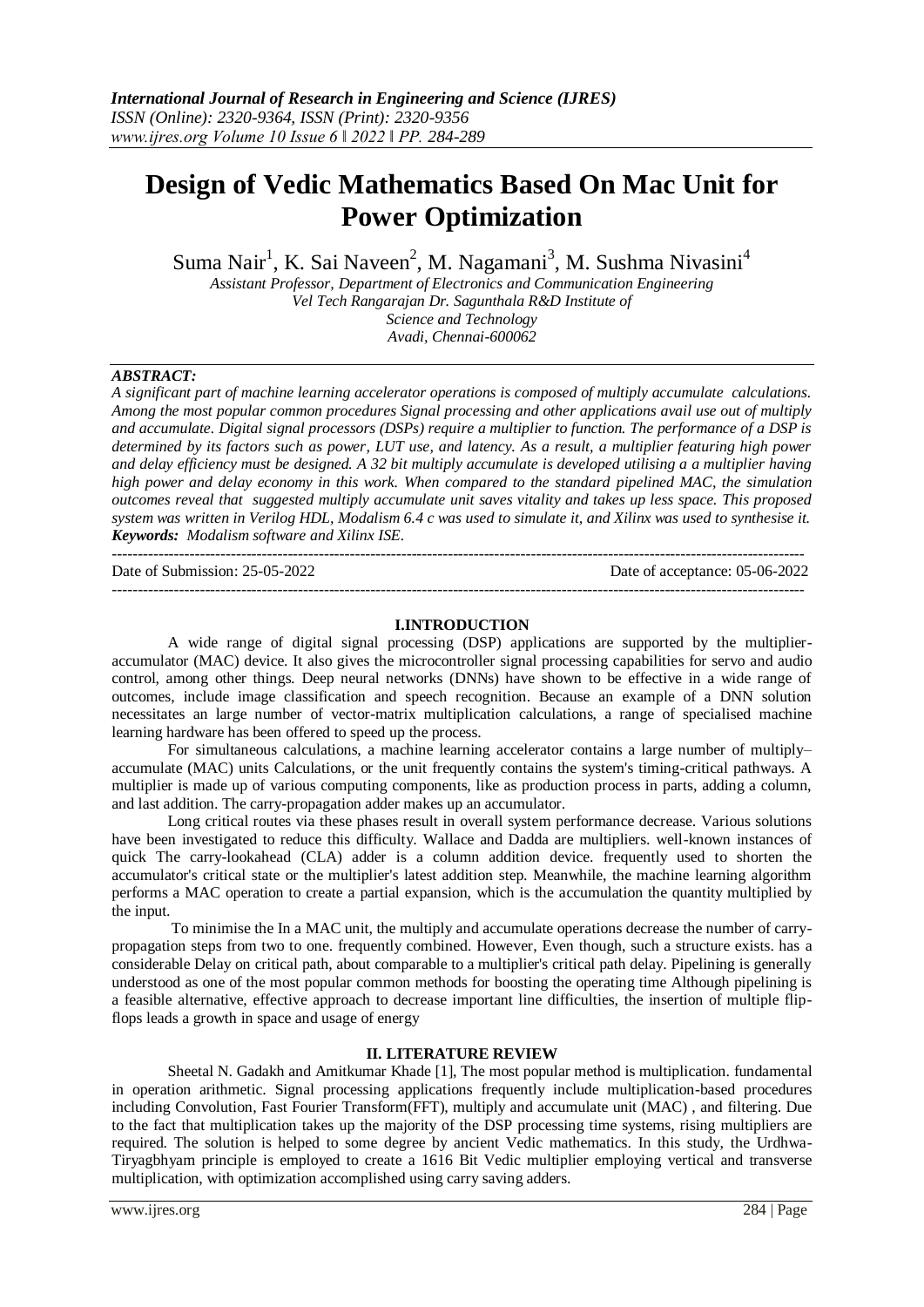# Design of Vedic Mathematics Based On Mac Unit for Power Optimization

Suma Nair[1], K. Sai Naveen[2], M. Nagamani[3], M. Sushma Nivasini[4]

*Assistant Professor, Department of Electronics and Communication Engineering*
*Vel Tech Rangarajan Dr. Sagunthala R&D Institute of*
*Science and Technology*
*Avadi, Chennai-600062*

***ABSTRACT:***

*A significant part of machine learning accelerator operations is composed of multiply accumulate calculations. Among the most popular common procedures Signal processing and other applications avail use out of multiply and accumulate. Digital signal processors (DSPs) require a multiplier to function. The performance of a DSP is determined by its factors such as power, LUT use, and latency. As a result, a multiplier featuring high power and delay efficiency must be designed. A 32 bit multiply accumulate is developed utilising a a multiplier having high power and delay economy in this work. When compared to the standard pipelined MAC, the simulation outcomes reveal that suggested multiply accumulate unit saves vitality and takes up less space. This proposed system was written in Verilog HDL, Modalism 6.4 c was used to simulate it, and Xilinx was used to synthesise it.*

***Keywords:*** *Modalism software and Xilinx ISE.*

---

Date of Submission: 25-05-2022 Date of acceptance: 05-06-2022

---

## I.INTRODUCTION

A wide range of digital signal processing (DSP) applications are supported by the multiplier-accumulator (MAC) device. It also gives the microcontroller signal processing capabilities for servo and audio control, among other things. Deep neural networks (DNNs) have shown to be effective in a wide range of outcomes, include image classification and speech recognition. Because an example of a DNN solution necessitates an large number of vector-matrix multiplication calculations, a range of specialised machine learning hardware has been offered to speed up the process.

For simultaneous calculations, a machine learning accelerator contains a large number of multiply–accumulate (MAC) units Calculations, or the unit frequently contains the system's timing-critical pathways. A multiplier is made up of various computing components, like as production process in parts, adding a column, and last addition. The carry-propagation adder makes up an accumulator.

Long critical routes via these phases result in overall system performance decrease. Various solutions have been investigated to reduce this difficulty. Wallace and Dadda are multipliers. well-known instances of quick The carry-lookahead (CLA) adder is a column addition device. frequently used to shorten the accumulator's critical state or the multiplier's latest addition step. Meanwhile, the machine learning algorithm performs a MAC operation to create a partial expansion, which is the accumulation the quantity multiplied by the input.

To minimise the In a MAC unit, the multiply and accumulate operations decrease the number of carry-propagation steps from two to one. frequently combined. However, Even though, such a structure exists. has a considerable Delay on critical path, about comparable to a multiplier's critical path delay. Pipelining is generally understood as one of the most popular common methods for boosting the operating time Although pipelining is a feasible alternative, effective approach to decrease important line difficulties, the insertion of multiple flip-flops leads a growth in space and usage of energy

## II. LITERATURE REVIEW

Sheetal N. Gadakh and Amitkumar Khade [1], The most popular method is multiplication. fundamental in operation arithmetic. Signal processing applications frequently include multiplication-based procedures including Convolution, Fast Fourier Transform(FFT), multiply and accumulate unit (MAC) , and filtering. Due to the fact that multiplication takes up the majority of the DSP processing time systems, rising multipliers are required. The solution is helped to some degree by ancient Vedic mathematics. In this study, the Urdhwa-Tiryagbhyam principle is employed to create a 1616 Bit Vedic multiplier employing vertical and transverse multiplication, with optimization accomplished using carry saving adders.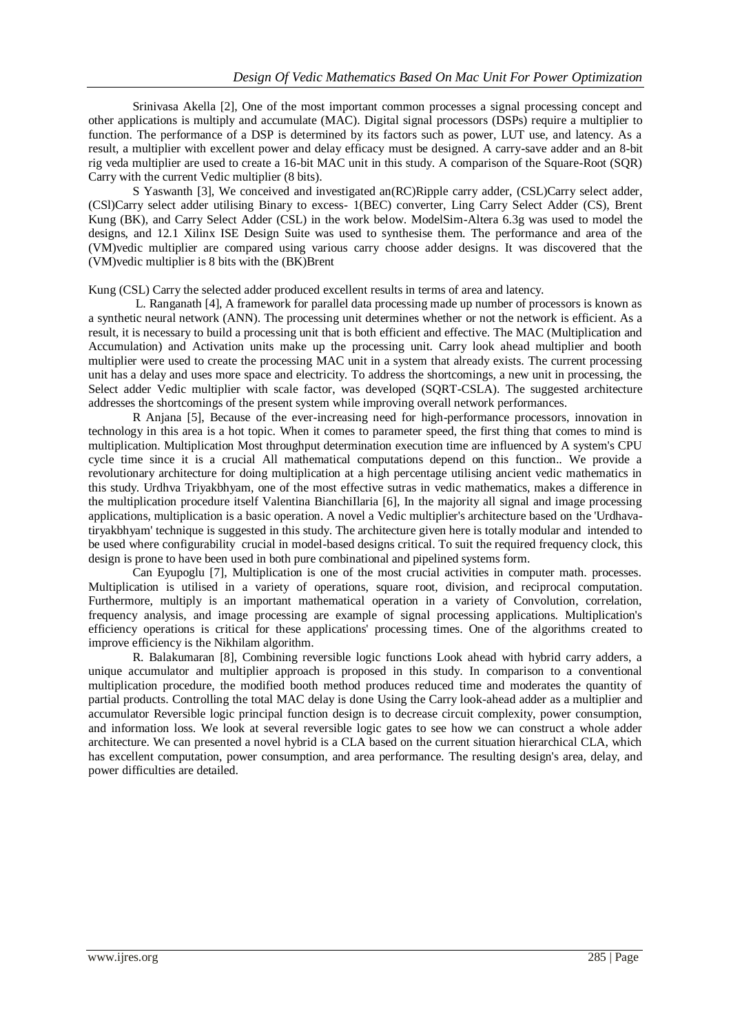Srinivasa Akella [2], One of the most important common processes a signal processing concept and other applications is multiply and accumulate (MAC). Digital signal processors (DSPs) require a multiplier to function. The performance of a DSP is determined by its factors such as power, LUT use, and latency. As a result, a multiplier with excellent power and delay efficacy must be designed. A carry-save adder and an 8-bit rig veda multiplier are used to create a 16-bit MAC unit in this study. A comparison of the Square-Root (SQR) Carry with the current Vedic multiplier (8 bits).

S Yaswanth [3], We conceived and investigated an(RC)Ripple carry adder, (CSL)Carry select adder, (CSl)Carry select adder utilising Binary to excess- 1(BEC) converter, Ling Carry Select Adder (CS), Brent Kung (BK), and Carry Select Adder (CSL) in the work below. ModelSim-Altera 6.3g was used to model the designs, and 12.1 Xilinx ISE Design Suite was used to synthesise them. The performance and area of the (VM)vedic multiplier are compared using various carry choose adder designs. It was discovered that the (VM)vedic multiplier is 8 bits with the (BK)Brent

Kung (CSL) Carry the selected adder produced excellent results in terms of area and latency.

L. Ranganath [4], A framework for parallel data processing made up number of processors is known as a synthetic neural network (ANN). The processing unit determines whether or not the network is efficient. As a result, it is necessary to build a processing unit that is both efficient and effective. The MAC (Multiplication and Accumulation) and Activation units make up the processing unit. Carry look ahead multiplier and booth multiplier were used to create the processing MAC unit in a system that already exists. The current processing unit has a delay and uses more space and electricity. To address the shortcomings, a new unit in processing, the Select adder Vedic multiplier with scale factor, was developed (SQRT-CSLA). The suggested architecture addresses the shortcomings of the present system while improving overall network performances.

R Anjana [5], Because of the ever-increasing need for high-performance processors, innovation in technology in this area is a hot topic. When it comes to parameter speed, the first thing that comes to mind is multiplication. Multiplication Most throughput determination execution time are influenced by A system's CPU cycle time since it is a crucial All mathematical computations depend on this function.. We provide a revolutionary architecture for doing multiplication at a high percentage utilising ancient vedic mathematics in this study. Urdhva Triyakbhyam, one of the most effective sutras in vedic mathematics, makes a difference in the multiplication procedure itself Valentina BianchiIlaria [6], In the majority all signal and image processing applications, multiplication is a basic operation. A novel a Vedic multiplier's architecture based on the 'Urdhava-tiryakbhyam' technique is suggested in this study. The architecture given here is totally modular and intended to be used where configurability crucial in model-based designs critical. To suit the required frequency clock, this design is prone to have been used in both pure combinational and pipelined systems form.

Can Eyupoglu [7], Multiplication is one of the most crucial activities in computer math. processes. Multiplication is utilised in a variety of operations, square root, division, and reciprocal computation. Furthermore, multiply is an important mathematical operation in a variety of Convolution, correlation, frequency analysis, and image processing are example of signal processing applications. Multiplication's efficiency operations is critical for these applications' processing times. One of the algorithms created to improve efficiency is the Nikhilam algorithm.

R. Balakumaran [8], Combining reversible logic functions Look ahead with hybrid carry adders, a unique accumulator and multiplier approach is proposed in this study. In comparison to a conventional multiplication procedure, the modified booth method produces reduced time and moderates the quantity of partial products. Controlling the total MAC delay is done Using the Carry look-ahead adder as a multiplier and accumulator Reversible logic principal function design is to decrease circuit complexity, power consumption, and information loss. We look at several reversible logic gates to see how we can construct a whole adder architecture. We can presented a novel hybrid is a CLA based on the current situation hierarchical CLA, which has excellent computation, power consumption, and area performance. The resulting design's area, delay, and power difficulties are detailed.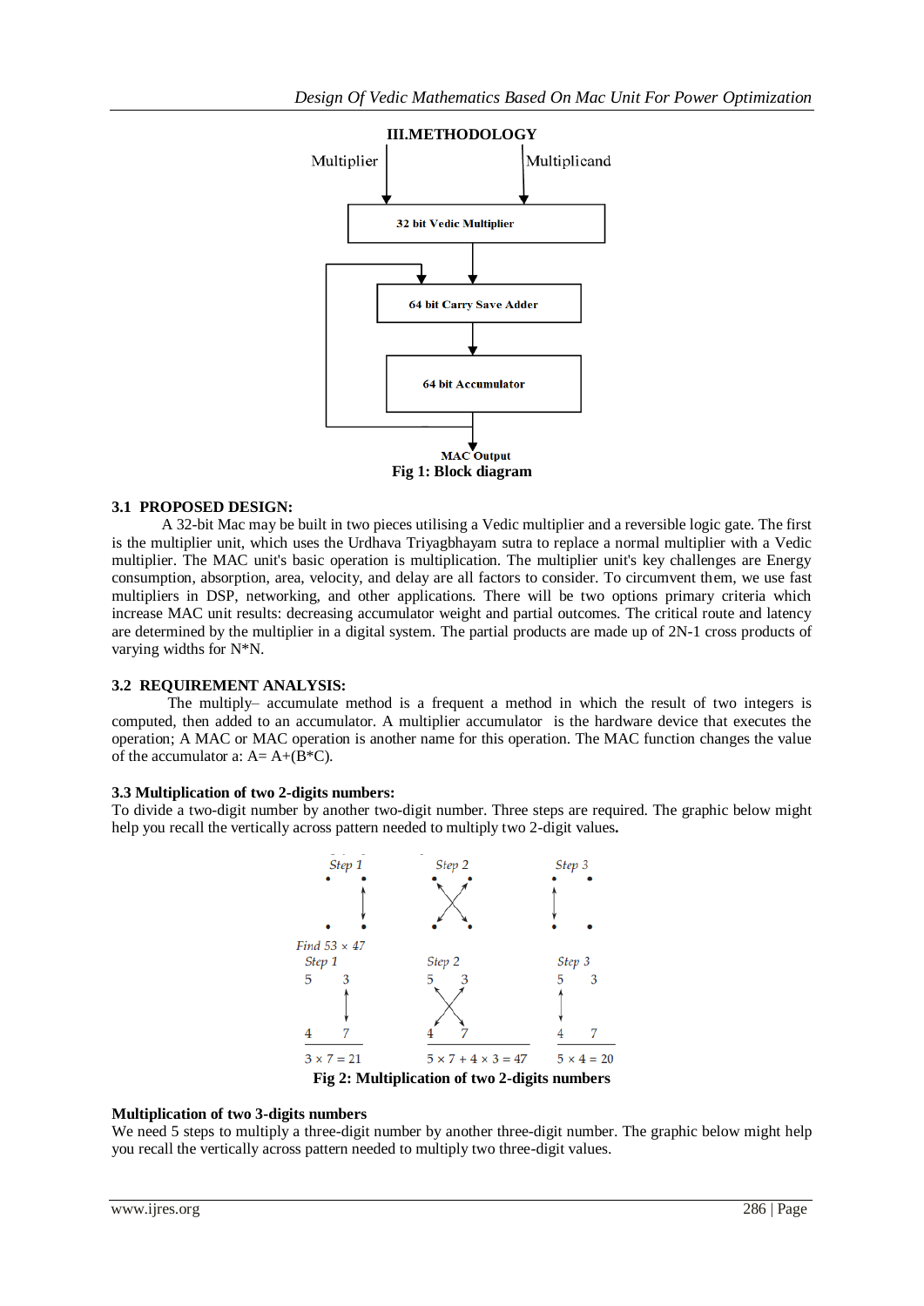## III.METHODOLOGY

Fig 1: Block diagram

### 3.1 PROPOSED DESIGN:

A 32-bit Mac may be built in two pieces utilising a Vedic multiplier and a reversible logic gate. The first is the multiplier unit, which uses the Urdhava Triyagbhayam sutra to replace a normal multiplier with a Vedic multiplier. The MAC unit's basic operation is multiplication. The multiplier unit's key challenges are Energy consumption, absorption, area, velocity, and delay are all factors to consider. To circumvent them, we use fast multipliers in DSP, networking, and other applications. There will be two options primary criteria which increase MAC unit results: decreasing accumulator weight and partial outcomes. The critical route and latency are determined by the multiplier in a digital system. The partial products are made up of 2N-1 cross products of varying widths for N*N.

### 3.2 REQUIREMENT ANALYSIS:

The multiply– accumulate method is a frequent a method in which the result of two integers is computed, then added to an accumulator. A multiplier accumulator is the hardware device that executes the operation; A MAC or MAC operation is another name for this operation. The MAC function changes the value of the accumulator a: A= A+(B*C).

### 3.3 Multiplication of two 2-digits numbers:

To divide a two-digit number by another two-digit number. Three steps are required. The graphic below might help you recall the vertically across pattern needed to multiply two 2-digit values**.**

Fig 2: Multiplication of two 2-digits numbers

### Multiplication of two 3-digits numbers

We need 5 steps to multiply a three-digit number by another three-digit number. The graphic below might help you recall the vertically across pattern needed to multiply two three-digit values.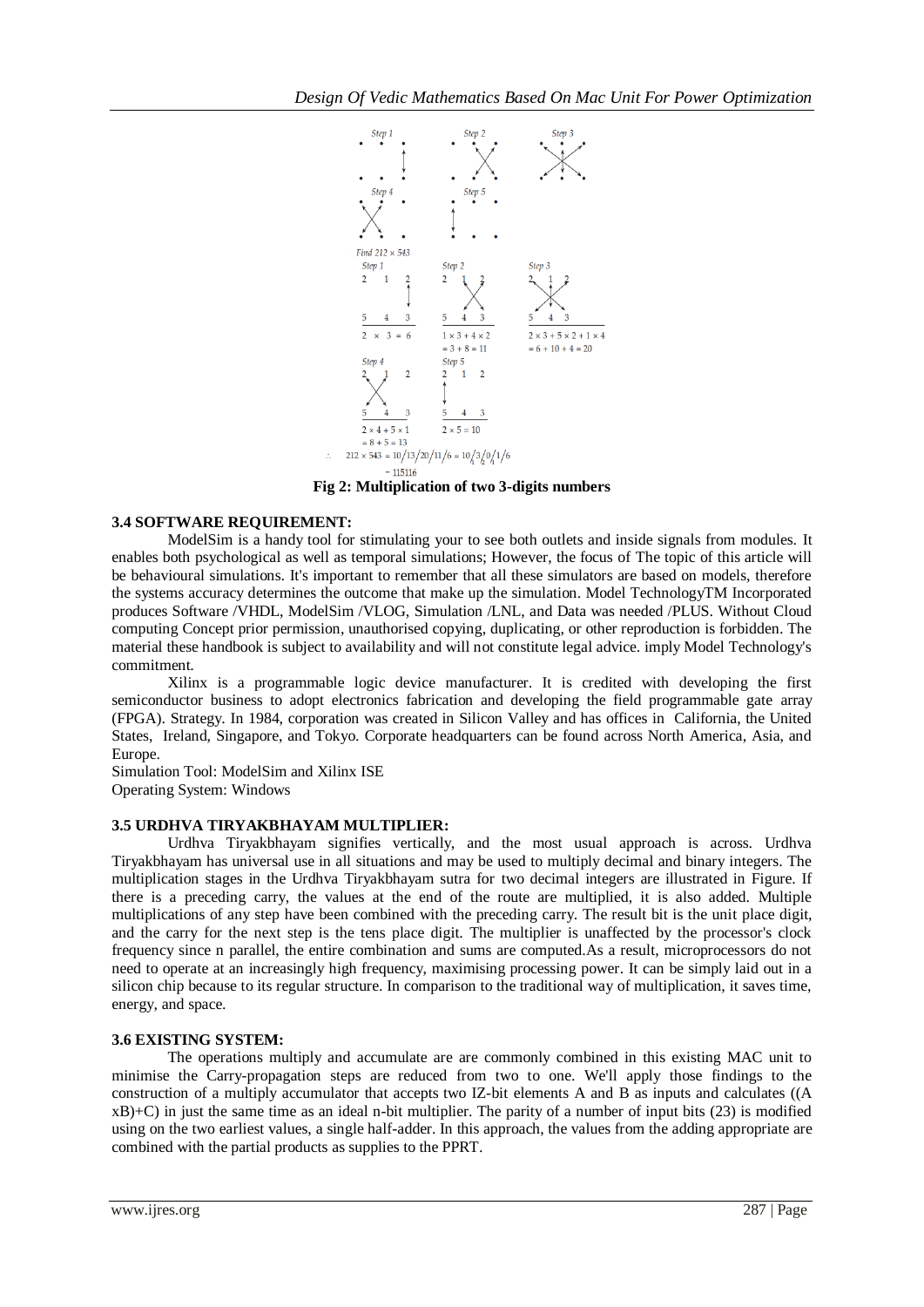Fig 2: Multiplication of two 3-digits numbers

### 3.4 SOFTWARE REQUIREMENT:

ModelSim is a handy tool for stimulating your to see both outlets and inside signals from modules. It enables both psychological as well as temporal simulations; However, the focus of The topic of this article will be behavioural simulations. It's important to remember that all these simulators are based on models, therefore the systems accuracy determines the outcome that make up the simulation. Model TechnologyTM Incorporated produces Software /VHDL, ModelSim /VLOG, Simulation /LNL, and Data was needed /PLUS. Without Cloud computing Concept prior permission, unauthorised copying, duplicating, or other reproduction is forbidden. The material these handbook is subject to availability and will not constitute legal advice. imply Model Technology's commitment.

Xilinx is a programmable logic device manufacturer. It is credited with developing the first semiconductor business to adopt electronics fabrication and developing the field programmable gate array (FPGA). Strategy. In 1984, corporation was created in Silicon Valley and has offices in California, the United States, Ireland, Singapore, and Tokyo. Corporate headquarters can be found across North America, Asia, and Europe.

Simulation Tool: ModelSim and Xilinx ISE
Operating System: Windows

### 3.5 URDHVA TIRYAKBHAYAM MULTIPLIER:

Urdhva Tiryakbhayam signifies vertically, and the most usual approach is across. Urdhva Tiryakbhayam has universal use in all situations and may be used to multiply decimal and binary integers. The multiplication stages in the Urdhva Tiryakbhayam sutra for two decimal integers are illustrated in Figure. If there is a preceding carry, the values at the end of the route are multiplied, it is also added. Multiple multiplications of any step have been combined with the preceding carry. The result bit is the unit place digit, and the carry for the next step is the tens place digit. The multiplier is unaffected by the processor's clock frequency since n parallel, the entire combination and sums are computed.As a result, microprocessors do not need to operate at an increasingly high frequency, maximising processing power. It can be simply laid out in a silicon chip because to its regular structure. In comparison to the traditional way of multiplication, it saves time, energy, and space.

### 3.6 EXISTING SYSTEM:

The operations multiply and accumulate are are commonly combined in this existing MAC unit to minimise the Carry-propagation steps are reduced from two to one. We'll apply those findings to the construction of a multiply accumulator that accepts two IZ-bit elements A and B as inputs and calculates ((A xB)+C) in just the same time as an ideal n-bit multiplier. The parity of a number of input bits (23) is modified using on the two earliest values, a single half-adder. In this approach, the values from the adding appropriate are combined with the partial products as supplies to the PPRT.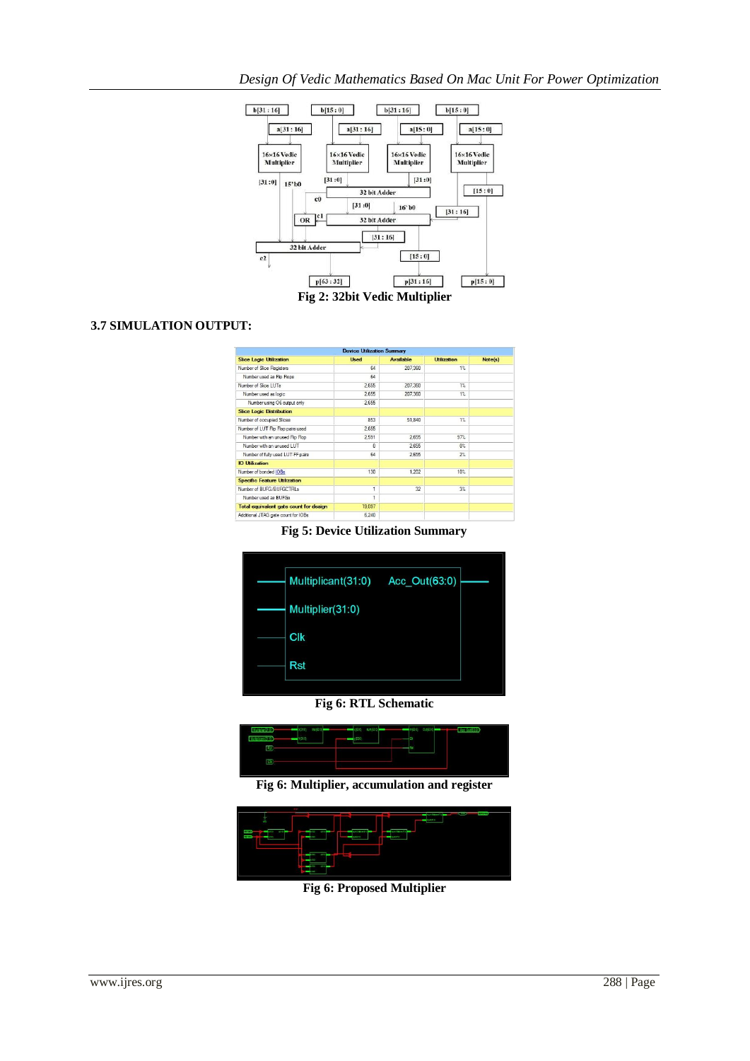Fig 2: 32bit Vedic Multiplier

### 3.7 SIMULATION OUTPUT:

| Device Utilization Summary | | | | |
|---|---|---|---|---|
| Slice Logic Utilization | Used | Available | Utilization | Note(s) |
| Number of Slice Registers | 64 | 207,360 | 1% | |
| Number used as Flip Flops | 64 | | | |
| Number of Slice LUTs | 2,655 | 207,360 | 1% | |
| Number used as logic | 2,655 | 207,360 | 1% | |
| Number using O6 output only | 2,655 | | | |
| Slice Logic Distribution | | | | |
| Number of occupied Slices | 853 | 51,840 | 1% | |
| Number of LUT Flip Flop pairs used | 2,655 | | | |
| Number with an unused Flip Flop | 2,591 | 2,655 | 97% | |
| Number with an unused LUT | 0 | 2,655 | 0% | |
| Number of fully used LUT-FF pairs | 64 | 2,655 | 2% | |
| IO Utilization | | | | |
| Number of bonded IOBs | 130 | 1,202 | 10% | |
| Specific Feature Utilization | | | | |
| Number of BUFG/BUFGCTRLs | 1 | 32 | 3% | |
| Number used as BUFGs | 1 | | | |
| Total equivalent gate count for design | 19,097 | | | |
| Additional JTAG gate count for IOBs | 6,240 | | | |

Fig 5: Device Utilization Summary

Fig 6: RTL Schematic

Fig 6: Multiplier, accumulation and register

Fig 6: Proposed Multiplier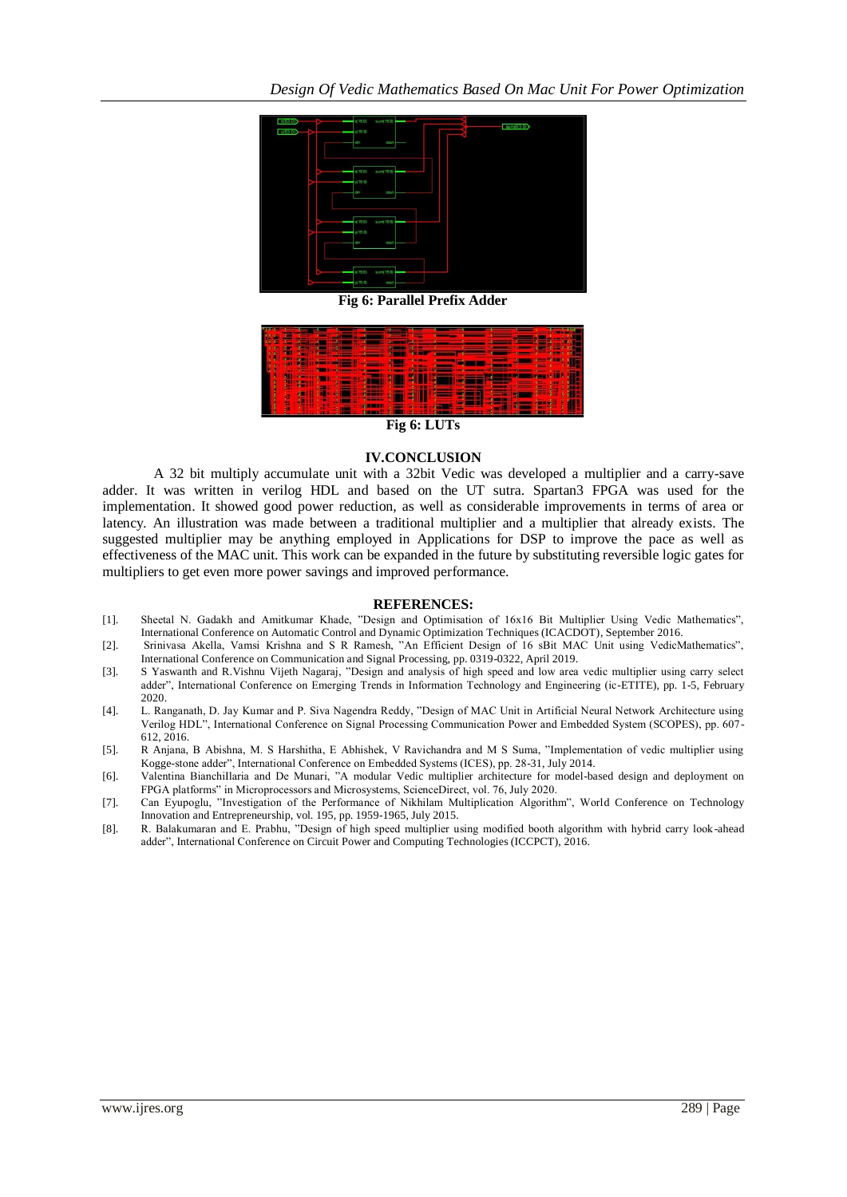Fig 6: Parallel Prefix Adder

Fig 6: LUTs

## IV.CONCLUSION

A 32 bit multiply accumulate unit with a 32bit Vedic was developed a multiplier and a carry-save adder. It was written in verilog HDL and based on the UT sutra. Spartan3 FPGA was used for the implementation. It showed good power reduction, as well as considerable improvements in terms of area or latency. An illustration was made between a traditional multiplier and a multiplier that already exists. The suggested multiplier may be anything employed in Applications for DSP to improve the pace as well as effectiveness of the MAC unit. This work can be expanded in the future by substituting reversible logic gates for multipliers to get even more power savings and improved performance.

## REFERENCES:

[1]. Sheetal N. Gadakh and Amitkumar Khade, "Design and Optimisation of 16x16 Bit Multiplier Using Vedic Mathematics", International Conference on Automatic Control and Dynamic Optimization Techniques (ICACDOT), September 2016.

[2]. Srinivasa Akella, Vamsi Krishna and S R Ramesh, "An Efficient Design of 16 sBit MAC Unit using VedicMathematics", International Conference on Communication and Signal Processing, pp. 0319-0322, April 2019.

[3]. S Yaswanth and R.Vishnu Vijeth Nagaraj, "Design and analysis of high speed and low area vedic multiplier using carry select adder", International Conference on Emerging Trends in Information Technology and Engineering (ic-ETITE), pp. 1-5, February 2020.

[4]. L. Ranganath, D. Jay Kumar and P. Siva Nagendra Reddy, "Design of MAC Unit in Artificial Neural Network Architecture using Verilog HDL", International Conference on Signal Processing Communication Power and Embedded System (SCOPES), pp. 607-612, 2016.

[5]. R Anjana, B Abishna, M. S Harshitha, E Abhishek, V Ravichandra and M S Suma, "Implementation of vedic multiplier using Kogge-stone adder", International Conference on Embedded Systems (ICES), pp. 28-31, July 2014.

[6]. Valentina Bianchillaria and De Munari, "A modular Vedic multiplier architecture for model-based design and deployment on FPGA platforms" in Microprocessors and Microsystems, ScienceDirect, vol. 76, July 2020.

[7]. Can Eyupoglu, "Investigation of the Performance of Nikhilam Multiplication Algorithm", World Conference on Technology Innovation and Entrepreneurship, vol. 195, pp. 1959-1965, July 2015.

[8]. R. Balakumaran and E. Prabhu, "Design of high speed multiplier using modified booth algorithm with hybrid carry look-ahead adder", International Conference on Circuit Power and Computing Technologies (ICCPCT), 2016.